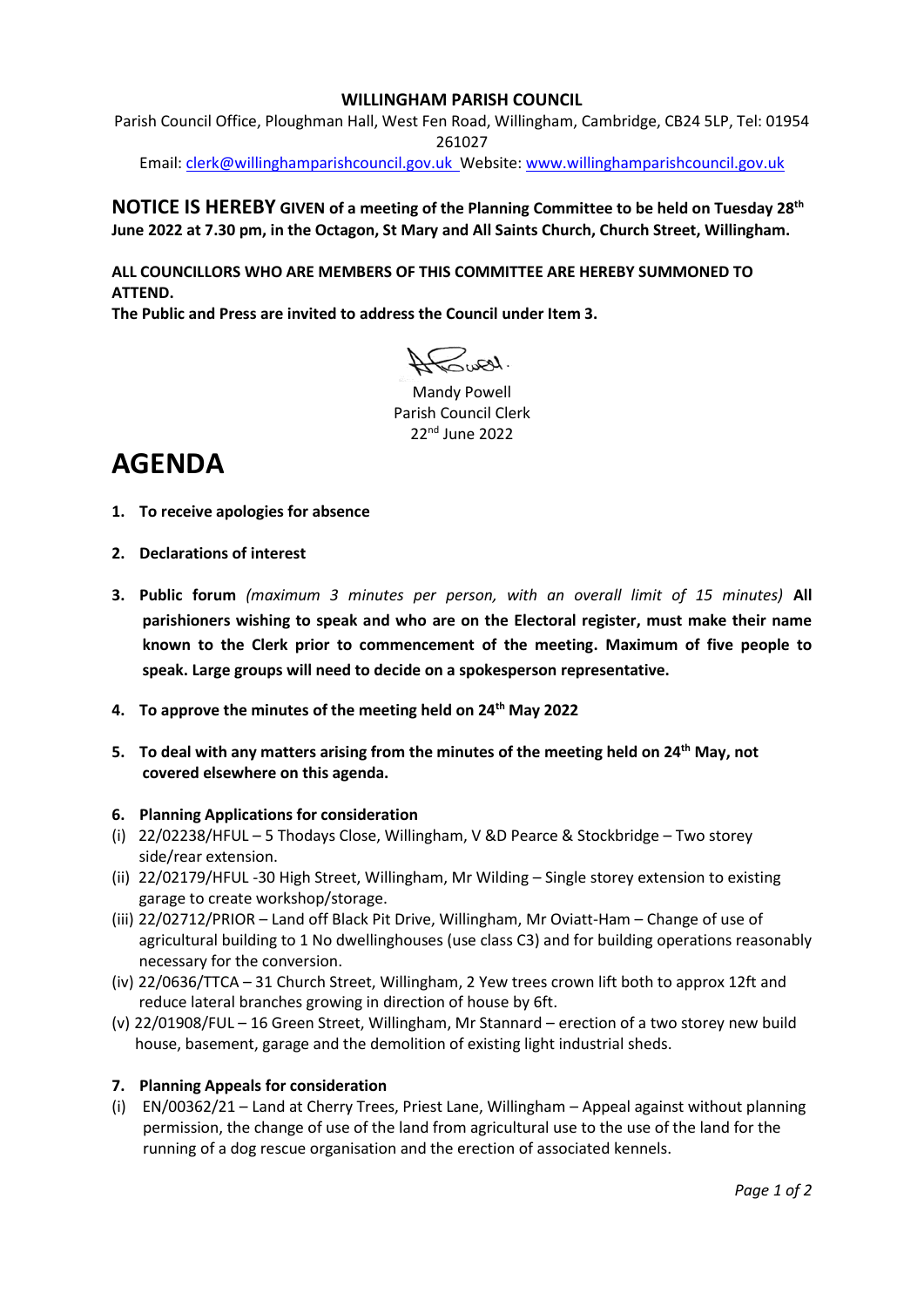**WILLINGHAM PARISH COUNCIL**

Parish Council Office, Ploughman Hall, West Fen Road, Willingham, Cambridge, CB24 5LP, Tel: 01954 261027

Email: clerk@willinghamparishcouncil.gov.uk Website: www.willinghamparishcouncil.gov.uk

**NOTICE IS HEREBY GIVEN of a meeting of the Planning Committee to be held on Tuesday 28th June 2022 at 7.30 pm, in the Octagon, St Mary and All Saints Church, Church Street, Willingham.**

**ALL COUNCILLORS WHO ARE MEMBERS OF THIS COMMITTEE ARE HEREBY SUMMONED TO ATTEND.**

**The Public and Press are invited to address the Council under Item 3.**

Mandy Powell
Parish Council Clerk
22nd June 2022

# AGENDA

1. **To receive apologies for absence**

2. **Declarations of interest**

3. **Public forum** *(maximum 3 minutes per person, with an overall limit of 15 minutes)* **All parishioners wishing to speak and who are on the Electoral register, must make their name known to the Clerk prior to commencement of the meeting. Maximum of five people to speak. Large groups will need to decide on a spokesperson representative.**

4. **To approve the minutes of the meeting held on 24th May 2022**

5. **To deal with any matters arising from the minutes of the meeting held on 24th May, not covered elsewhere on this agenda.**

6. **Planning Applications for consideration**

(i) 22/02238/HFUL – 5 Thodays Close, Willingham, V &D Pearce & Stockbridge – Two storey side/rear extension.

(ii) 22/02179/HFUL -30 High Street, Willingham, Mr Wilding – Single storey extension to existing garage to create workshop/storage.

(iii) 22/02712/PRIOR – Land off Black Pit Drive, Willingham, Mr Oviatt-Ham – Change of use of agricultural building to 1 No dwellinghouses (use class C3) and for building operations reasonably necessary for the conversion.

(iv) 22/0636/TTCA – 31 Church Street, Willingham, 2 Yew trees crown lift both to approx 12ft and reduce lateral branches growing in direction of house by 6ft.

(v) 22/01908/FUL – 16 Green Street, Willingham, Mr Stannard – erection of a two storey new build house, basement, garage and the demolition of existing light industrial sheds.

7. **Planning Appeals for consideration**

(i) EN/00362/21 – Land at Cherry Trees, Priest Lane, Willingham – Appeal against without planning permission, the change of use of the land from agricultural use to the use of the land for the running of a dog rescue organisation and the erection of associated kennels.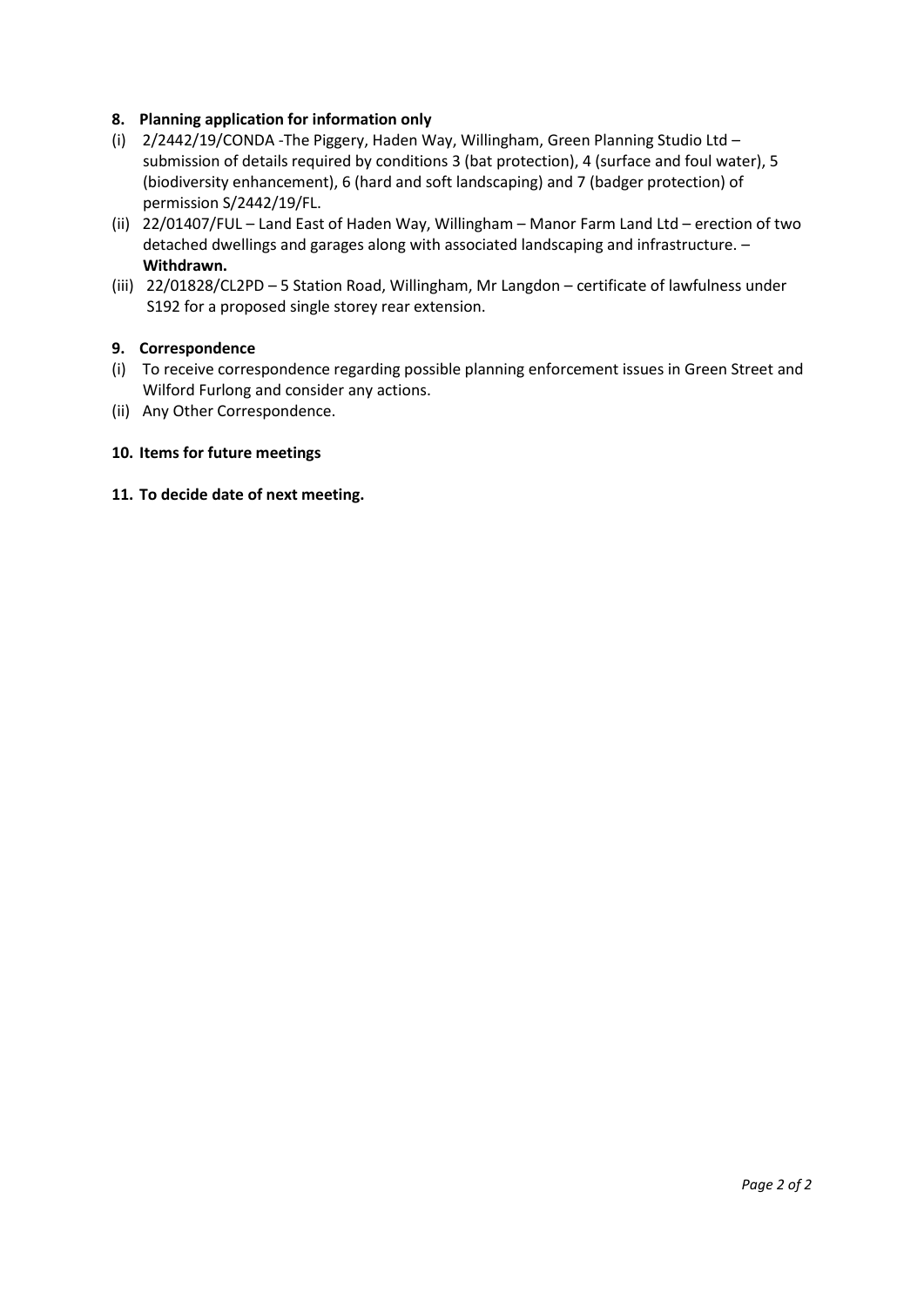**8. Planning application for information only**

(i) 2/2442/19/CONDA -The Piggery, Haden Way, Willingham, Green Planning Studio Ltd – submission of details required by conditions 3 (bat protection), 4 (surface and foul water), 5 (biodiversity enhancement), 6 (hard and soft landscaping) and 7 (badger protection) of permission S/2442/19/FL.

(ii) 22/01407/FUL – Land East of Haden Way, Willingham – Manor Farm Land Ltd – erection of two detached dwellings and garages along with associated landscaping and infrastructure. – **Withdrawn.**

(iii) 22/01828/CL2PD – 5 Station Road, Willingham, Mr Langdon – certificate of lawfulness under S192 for a proposed single storey rear extension.

**9. Correspondence**

(i) To receive correspondence regarding possible planning enforcement issues in Green Street and Wilford Furlong and consider any actions.

(ii) Any Other Correspondence.

**10. Items for future meetings**

**11. To decide date of next meeting.**